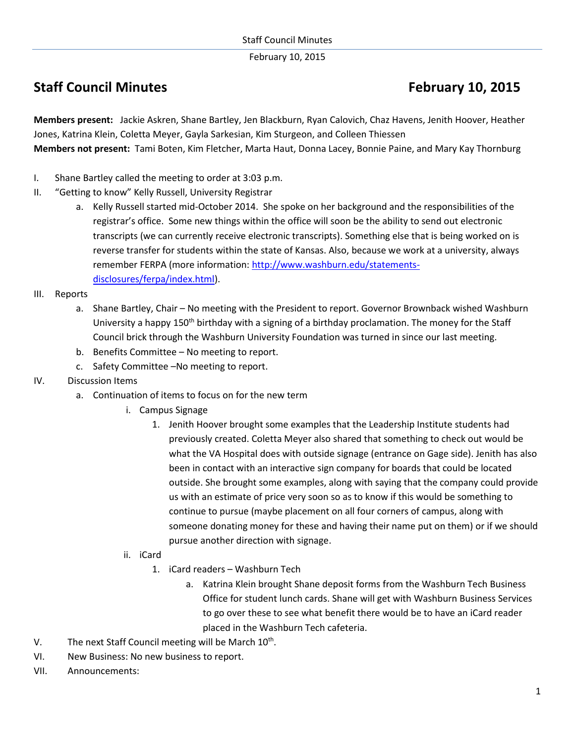# Staff Council Minutes February 10, 2015

**Members present:** Jackie Askren, Shane Bartley, Jen Blackburn, Ryan Calovich, Chaz Havens, Jenith Hoover, Heather Jones, Katrina Klein, Coletta Meyer, Gayla Sarkesian, Kim Sturgeon, and Colleen Thiessen
**Members not present:** Tami Boten, Kim Fletcher, Marta Haut, Donna Lacey, Bonnie Paine, and Mary Kay Thornburg

I. Shane Bartley called the meeting to order at 3:03 p.m.

II. "Getting to know" Kelly Russell, University Registrar

  a. Kelly Russell started mid-October 2014. She spoke on her background and the responsibilities of the registrar's office. Some new things within the office will soon be the ability to send out electronic transcripts (we can currently receive electronic transcripts). Something else that is being worked on is reverse transfer for students within the state of Kansas. Also, because we work at a university, always remember FERPA (more information: [http://www.washburn.edu/statements-disclosures/ferpa/index.html](http://www.washburn.edu/statements-disclosures/ferpa/index.html)).

III. Reports

  a. Shane Bartley, Chair – No meeting with the President to report. Governor Brownback wished Washburn University a happy 150th birthday with a signing of a birthday proclamation. The money for the Staff Council brick through the Washburn University Foundation was turned in since our last meeting.

  b. Benefits Committee – No meeting to report.

  c. Safety Committee –No meeting to report.

IV. Discussion Items

  a. Continuation of items to focus on for the new term

    i. Campus Signage

      1. Jenith Hoover brought some examples that the Leadership Institute students had previously created. Coletta Meyer also shared that something to check out would be what the VA Hospital does with outside signage (entrance on Gage side). Jenith has also been in contact with an interactive sign company for boards that could be located outside. She brought some examples, along with saying that the company could provide us with an estimate of price very soon so as to know if this would be something to continue to pursue (maybe placement on all four corners of campus, along with someone donating money for these and having their name put on them) or if we should pursue another direction with signage.

    ii. iCard

      1. iCard readers – Washburn Tech

        a. Katrina Klein brought Shane deposit forms from the Washburn Tech Business Office for student lunch cards. Shane will get with Washburn Business Services to go over these to see what benefit there would be to have an iCard reader placed in the Washburn Tech cafeteria.

V. The next Staff Council meeting will be March 10th.

VI. New Business: No new business to report.

VII. Announcements: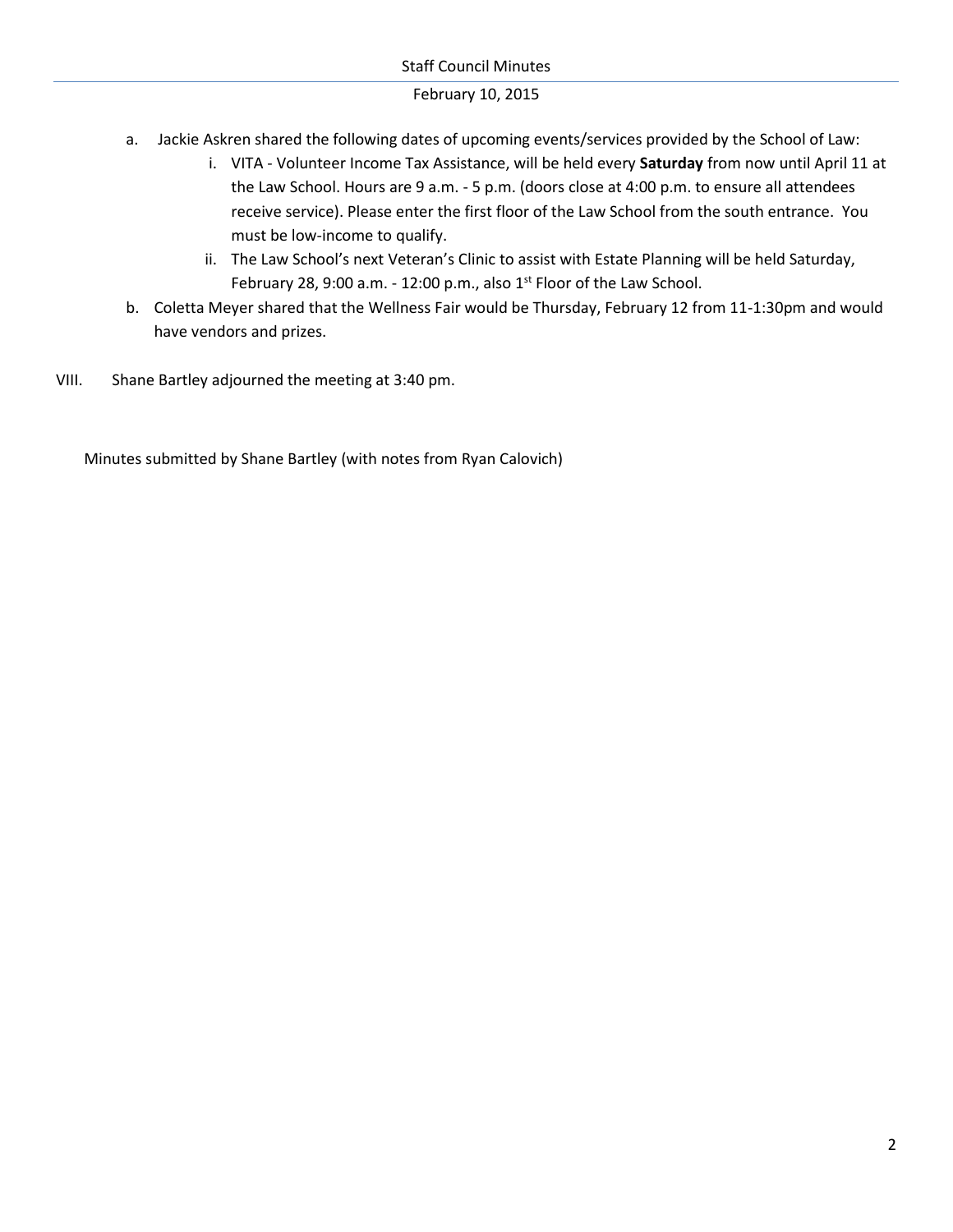a. Jackie Askren shared the following dates of upcoming events/services provided by the School of Law:
   i. VITA - Volunteer Income Tax Assistance, will be held every **Saturday** from now until April 11 at the Law School. Hours are 9 a.m. - 5 p.m. (doors close at 4:00 p.m. to ensure all attendees receive service). Please enter the first floor of the Law School from the south entrance. You must be low-income to qualify.
   ii. The Law School's next Veteran's Clinic to assist with Estate Planning will be held Saturday, February 28, 9:00 a.m. - 12:00 p.m., also 1st Floor of the Law School.

b. Coletta Meyer shared that the Wellness Fair would be Thursday, February 12 from 11-1:30pm and would have vendors and prizes.

VIII. Shane Bartley adjourned the meeting at 3:40 pm.

Minutes submitted by Shane Bartley (with notes from Ryan Calovich)